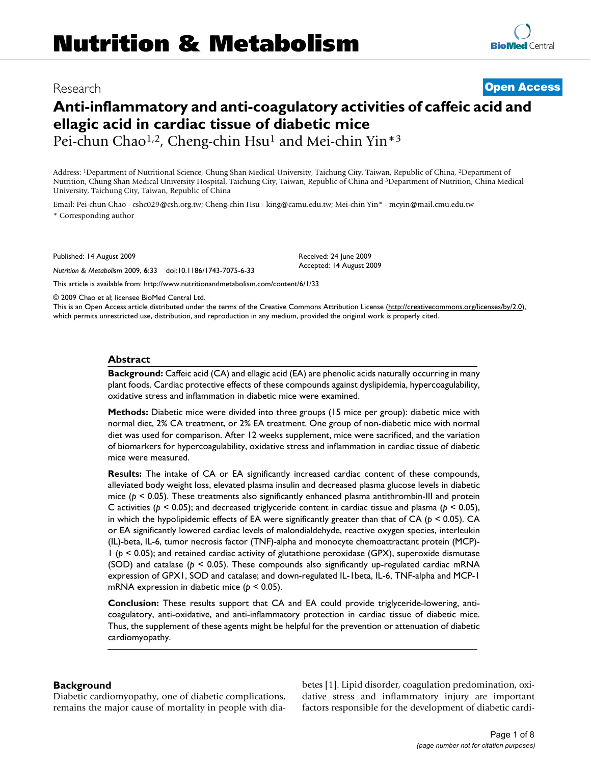# Nutrition & Metabolism

Research

**Open Access**

# Anti-inflammatory and anti-coagulatory activities of caffeic acid and ellagic acid in cardiac tissue of diabetic mice

Pei-chun Chao[1,2], Cheng-chin Hsu[1] and Mei-chin Yin*[3]

Address: [1]Department of Nutritional Science, Chung Shan Medical University, Taichung City, Taiwan, Republic of China, [2]Department of Nutrition, Chung Shan Medical University Hospital, Taichung City, Taiwan, Republic of China and [3]Department of Nutrition, China Medical University, Taichung City, Taiwan, Republic of China

Email: Pei-chun Chao - cshc029@csh.org.tw; Cheng-chin Hsu - king@camu.edu.tw; Mei-chin Yin* - mcyin@mail.cmu.edu.tw

\* Corresponding author

Published: 14 August 2009

*Nutrition & Metabolism* 2009, **6**:33 doi:10.1186/1743-7075-6-33

Received: 24 June 2009

Accepted: 14 August 2009

This article is available from: http://www.nutritionandmetabolism.com/content/6/1/33

© 2009 Chao et al; licensee BioMed Central Ltd.

This is an Open Access article distributed under the terms of the Creative Commons Attribution License (http://creativecommons.org/licenses/by/2.0), which permits unrestricted use, distribution, and reproduction in any medium, provided the original work is properly cited.

## Abstract

**Background:** Caffeic acid (CA) and ellagic acid (EA) are phenolic acids naturally occurring in many plant foods. Cardiac protective effects of these compounds against dyslipidemia, hypercoagulability, oxidative stress and inflammation in diabetic mice were examined.

**Methods:** Diabetic mice were divided into three groups (15 mice per group): diabetic mice with normal diet, 2% CA treatment, or 2% EA treatment. One group of non-diabetic mice with normal diet was used for comparison. After 12 weeks supplement, mice were sacrificed, and the variation of biomarkers for hypercoagulability, oxidative stress and inflammation in cardiac tissue of diabetic mice were measured.

**Results:** The intake of CA or EA significantly increased cardiac content of these compounds, alleviated body weight loss, elevated plasma insulin and decreased plasma glucose levels in diabetic mice ($p < 0.05$). These treatments also significantly enhanced plasma antithrombin-III and protein C activities ($p < 0.05$); and decreased triglyceride content in cardiac tissue and plasma ($p < 0.05$), in which the hypolipidemic effects of EA were significantly greater than that of CA ($p < 0.05$). CA or EA significantly lowered cardiac levels of malondialdehyde, reactive oxygen species, interleukin (IL)-beta, IL-6, tumor necrosis factor (TNF)-alpha and monocyte chemoattractant protein (MCP)-1 ($p < 0.05$); and retained cardiac activity of glutathione peroxidase (GPX), superoxide dismutase (SOD) and catalase ($p < 0.05$). These compounds also significantly up-regulated cardiac mRNA expression of GPX1, SOD and catalase; and down-regulated IL-1beta, IL-6, TNF-alpha and MCP-1 mRNA expression in diabetic mice ($p < 0.05$).

**Conclusion:** These results support that CA and EA could provide triglyceride-lowering, anti-coagulatory, anti-oxidative, and anti-inflammatory protection in cardiac tissue of diabetic mice. Thus, the supplement of these agents might be helpful for the prevention or attenuation of diabetic cardiomyopathy.

## Background

Diabetic cardiomyopathy, one of diabetic complications, remains the major cause of mortality in people with diabetes [1]. Lipid disorder, coagulation predomination, oxidative stress and inflammatory injury are important factors responsible for the development of diabetic cardi-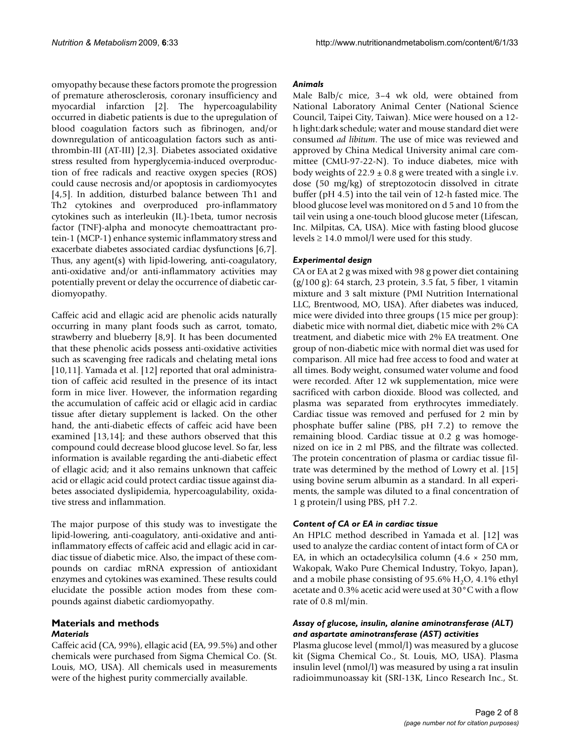omyopathy because these factors promote the progression of premature atherosclerosis, coronary insufficiency and myocardial infarction [2]. The hypercoagulability occurred in diabetic patients is due to the upregulation of blood coagulation factors such as fibrinogen, and/or downregulation of anticoagulation factors such as antithrombin-III (AT-III) [2,3]. Diabetes associated oxidative stress resulted from hyperglycemia-induced overproduction of free radicals and reactive oxygen species (ROS) could cause necrosis and/or apoptosis in cardiomyocytes [4,5]. In addition, disturbed balance between Th1 and Th2 cytokines and overproduced pro-inflammatory cytokines such as interleukin (IL)-1beta, tumor necrosis factor (TNF)-alpha and monocyte chemoattractant protein-1 (MCP-1) enhance systemic inflammatory stress and exacerbate diabetes associated cardiac dysfunctions [6,7]. Thus, any agent(s) with lipid-lowering, anti-coagulatory, anti-oxidative and/or anti-inflammatory activities may potentially prevent or delay the occurrence of diabetic cardiomyopathy.

Caffeic acid and ellagic acid are phenolic acids naturally occurring in many plant foods such as carrot, tomato, strawberry and blueberry [8,9]. It has been documented that these phenolic acids possess anti-oxidative activities such as scavenging free radicals and chelating metal ions [10,11]. Yamada et al. [12] reported that oral administration of caffeic acid resulted in the presence of its intact form in mice liver. However, the information regarding the accumulation of caffeic acid or ellagic acid in cardiac tissue after dietary supplement is lacked. On the other hand, the anti-diabetic effects of caffeic acid have been examined [13,14]; and these authors observed that this compound could decrease blood glucose level. So far, less information is available regarding the anti-diabetic effect of ellagic acid; and it also remains unknown that caffeic acid or ellagic acid could protect cardiac tissue against diabetes associated dyslipidemia, hypercoagulability, oxidative stress and inflammation.

The major purpose of this study was to investigate the lipid-lowering, anti-coagulatory, anti-oxidative and anti-inflammatory effects of caffeic acid and ellagic acid in cardiac tissue of diabetic mice. Also, the impact of these compounds on cardiac mRNA expression of antioxidant enzymes and cytokines was examined. These results could elucidate the possible action modes from these compounds against diabetic cardiomyopathy.

## Materials and methods

### *Materials*

Caffeic acid (CA, 99%), ellagic acid (EA, 99.5%) and other chemicals were purchased from Sigma Chemical Co. (St. Louis, MO, USA). All chemicals used in measurements were of the highest purity commercially available.

### *Animals*

Male Balb/c mice, 3–4 wk old, were obtained from National Laboratory Animal Center (National Science Council, Taipei City, Taiwan). Mice were housed on a 12-h light:dark schedule; water and mouse standard diet were consumed *ad libitum*. The use of mice was reviewed and approved by China Medical University animal care committee (CMU-97-22-N). To induce diabetes, mice with body weights of $22.9 \pm 0.8$ g were treated with a single i.v. dose (50 mg/kg) of streptozotocin dissolved in citrate buffer (pH 4.5) into the tail vein of 12-h fasted mice. The blood glucose level was monitored on d 5 and 10 from the tail vein using a one-touch blood glucose meter (Lifescan, Inc. Milpitas, CA, USA). Mice with fasting blood glucose levels $\geq$ 14.0 mmol/l were used for this study.

### *Experimental design*

CA or EA at 2 g was mixed with 98 g power diet containing (g/100 g): 64 starch, 23 protein, 3.5 fat, 5 fiber, 1 vitamin mixture and 3 salt mixture (PMI Nutrition International LLC, Brentwood, MO, USA). After diabetes was induced, mice were divided into three groups (15 mice per group): diabetic mice with normal diet, diabetic mice with 2% CA treatment, and diabetic mice with 2% EA treatment. One group of non-diabetic mice with normal diet was used for comparison. All mice had free access to food and water at all times. Body weight, consumed water volume and food were recorded. After 12 wk supplementation, mice were sacrificed with carbon dioxide. Blood was collected, and plasma was separated from erythrocytes immediately. Cardiac tissue was removed and perfused for 2 min by phosphate buffer saline (PBS, pH 7.2) to remove the remaining blood. Cardiac tissue at 0.2 g was homogenized on ice in 2 ml PBS, and the filtrate was collected. The protein concentration of plasma or cardiac tissue filtrate was determined by the method of Lowry et al. [15] using bovine serum albumin as a standard. In all experiments, the sample was diluted to a final concentration of 1 g protein/l using PBS, pH 7.2.

### *Content of CA or EA in cardiac tissue*

An HPLC method described in Yamada et al. [12] was used to analyze the cardiac content of intact form of CA or EA, in which an octadecylsilica column ($4.6 \times 250$ mm, Wakopak, Wako Pure Chemical Industry, Tokyo, Japan), and a mobile phase consisting of 95.6% $H_2O$, 4.1% ethyl acetate and 0.3% acetic acid were used at 30°C with a flow rate of 0.8 ml/min.

### *Assay of glucose, insulin, alanine aminotransferase (ALT) and aspartate aminotransferase (AST) activities*

Plasma glucose level (mmol/l) was measured by a glucose kit (Sigma Chemical Co., St. Louis, MO, USA). Plasma insulin level (nmol/l) was measured by using a rat insulin radioimmunoassay kit (SRI-13K, Linco Research Inc., St.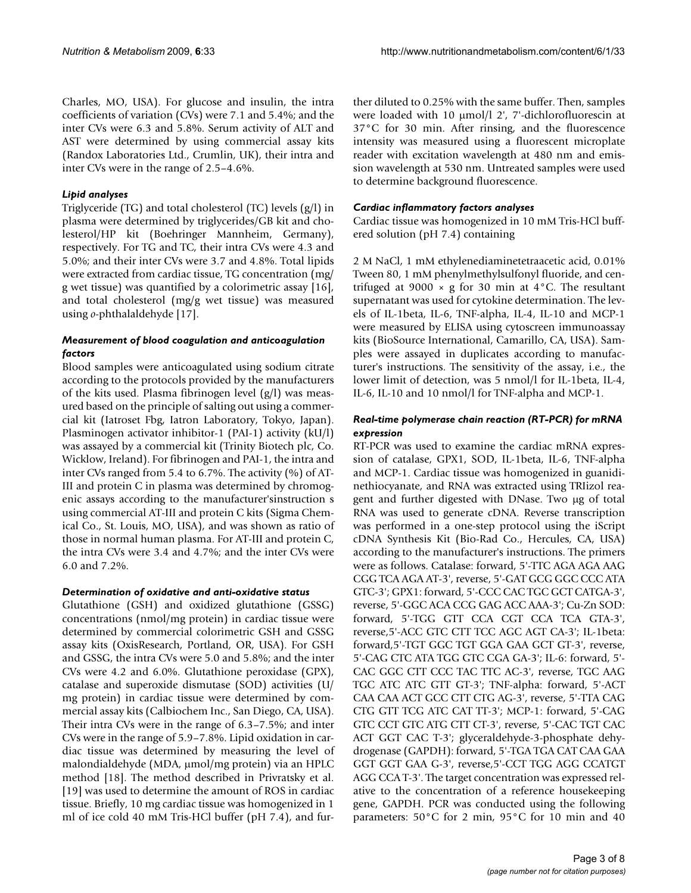Charles, MO, USA). For glucose and insulin, the intra coefficients of variation (CVs) were 7.1 and 5.4%; and the inter CVs were 6.3 and 5.8%. Serum activity of ALT and AST were determined by using commercial assay kits (Randox Laboratories Ltd., Crumlin, UK), their intra and inter CVs were in the range of 2.5–4.6%.

### *Lipid analyses*

Triglyceride (TG) and total cholesterol (TC) levels (g/l) in plasma were determined by triglycerides/GB kit and cholesterol/HP kit (Boehringer Mannheim, Germany), respectively. For TG and TC, their intra CVs were 4.3 and 5.0%; and their inter CVs were 3.7 and 4.8%. Total lipids were extracted from cardiac tissue, TG concentration (mg/g wet tissue) was quantified by a colorimetric assay [16], and total cholesterol (mg/g wet tissue) was measured using *o*-phthalaldehyde [17].

### *Measurement of blood coagulation and anticoagulation factors*

Blood samples were anticoagulated using sodium citrate according to the protocols provided by the manufacturers of the kits used. Plasma fibrinogen level (g/l) was measured based on the principle of salting out using a commercial kit (Iatroset Fbg, Iatron Laboratory, Tokyo, Japan). Plasminogen activator inhibitor-1 (PAI-1) activity (kU/l) was assayed by a commercial kit (Trinity Biotech plc, Co. Wicklow, Ireland). For fibrinogen and PAI-1, the intra and inter CVs ranged from 5.4 to 6.7%. The activity (%) of AT-III and protein C in plasma was determined by chromogenic assays according to the manufacturer'sinstruction s using commercial AT-III and protein C kits (Sigma Chemical Co., St. Louis, MO, USA), and was shown as ratio of those in normal human plasma. For AT-III and protein C, the intra CVs were 3.4 and 4.7%; and the inter CVs were 6.0 and 7.2%.

### *Determination of oxidative and anti-oxidative status*

Glutathione (GSH) and oxidized glutathione (GSSG) concentrations (nmol/mg protein) in cardiac tissue were determined by commercial colorimetric GSH and GSSG assay kits (OxisResearch, Portland, OR, USA). For GSH and GSSG, the intra CVs were 5.0 and 5.8%; and the inter CVs were 4.2 and 6.0%. Glutathione peroxidase (GPX), catalase and superoxide dismutase (SOD) activities (U/mg protein) in cardiac tissue were determined by commercial assay kits (Calbiochem Inc., San Diego, CA, USA). Their intra CVs were in the range of 6.3–7.5%; and inter CVs were in the range of 5.9–7.8%. Lipid oxidation in cardiac tissue was determined by measuring the level of malondialdehyde (MDA, μmol/mg protein) via an HPLC method [18]. The method described in Privratsky et al. [19] was used to determine the amount of ROS in cardiac tissue. Briefly, 10 mg cardiac tissue was homogenized in 1 ml of ice cold 40 mM Tris-HCl buffer (pH 7.4), and further diluted to 0.25% with the same buffer. Then, samples were loaded with 10 μmol/l 2', 7'-dichlorofluorescin at 37°C for 30 min. After rinsing, and the fluorescence intensity was measured using a fluorescent microplate reader with excitation wavelength at 480 nm and emission wavelength at 530 nm. Untreated samples were used to determine background fluorescence.

### *Cardiac inflammatory factors analyses*

Cardiac tissue was homogenized in 10 mM Tris-HCl buffered solution (pH 7.4) containing

2 M NaCl, 1 mM ethylenediaminetetraacetic acid, 0.01% Tween 80, 1 mM phenylmethylsulfonyl fluoride, and centrifuged at 9000 × g for 30 min at 4°C. The resultant supernatant was used for cytokine determination. The levels of IL-1beta, IL-6, TNF-alpha, IL-4, IL-10 and MCP-1 were measured by ELISA using cytoscreen immunoassay kits (BioSource International, Camarillo, CA, USA). Samples were assayed in duplicates according to manufacturer's instructions. The sensitivity of the assay, i.e., the lower limit of detection, was 5 nmol/l for IL-1beta, IL-4, IL-6, IL-10 and 10 nmol/l for TNF-alpha and MCP-1.

### *Real-time polymerase chain reaction (RT-PCR) for mRNA expression*

RT-PCR was used to examine the cardiac mRNA expression of catalase, GPX1, SOD, IL-1beta, IL-6, TNF-alpha and MCP-1. Cardiac tissue was homogenized in guanidinethiocyanate, and RNA was extracted using TRIizol reagent and further digested with DNase. Two μg of total RNA was used to generate cDNA. Reverse transcription was performed in a one-step protocol using the iScript cDNA Synthesis Kit (Bio-Rad Co., Hercules, CA, USA) according to the manufacturer's instructions. The primers were as follows. Catalase: forward, 5'-TTC AGA AGA AAG CGG TCA AGA AT-3', reverse, 5'-GAT GCG GGC CCC ATA GTC-3'; GPX1: forward, 5'-CCC CAC TGC GCT CATGA-3', reverse, 5'-GGC ACA CCG GAG ACC AAA-3'; Cu-Zn SOD: forward, 5'-TGG GTT CCA CGT CCA TCA GTA-3', reverse,5'-ACC GTC CTT TCC AGC AGT CA-3'; IL-1beta: forward,5'-TGT GGC TGT GGA GAA GCT GT-3', reverse, 5'-CAG CTC ATA TGG GTC CGA GA-3'; IL-6: forward, 5'-CAC GGC CTT CCC TAC TTC AC-3', reverse, TGC AAG TGC ATC ATC GTT GT-3'; TNF-alpha: forward, 5'-ACT CAA CAA ACT GCC CTT CTG AG-3', reverse, 5'-TTA CAG CTG GTT TCG ATC CAT TT-3'; MCP-1: forward, 5'-CAG GTC CCT GTC ATG CTT CT-3', reverse, 5'-CAC TGT CAC ACT GGT CAC T-3'; glyceraldehyde-3-phosphate dehydrogenase (GAPDH): forward, 5'-TGA TGA CAT CAA GAA GGT GGT GAA G-3', reverse,5'-CCT TGG AGG CCATGT AGG CCA T-3'. The target concentration was expressed relative to the concentration of a reference housekeeping gene, GAPDH. PCR was conducted using the following parameters: 50°C for 2 min, 95°C for 10 min and 40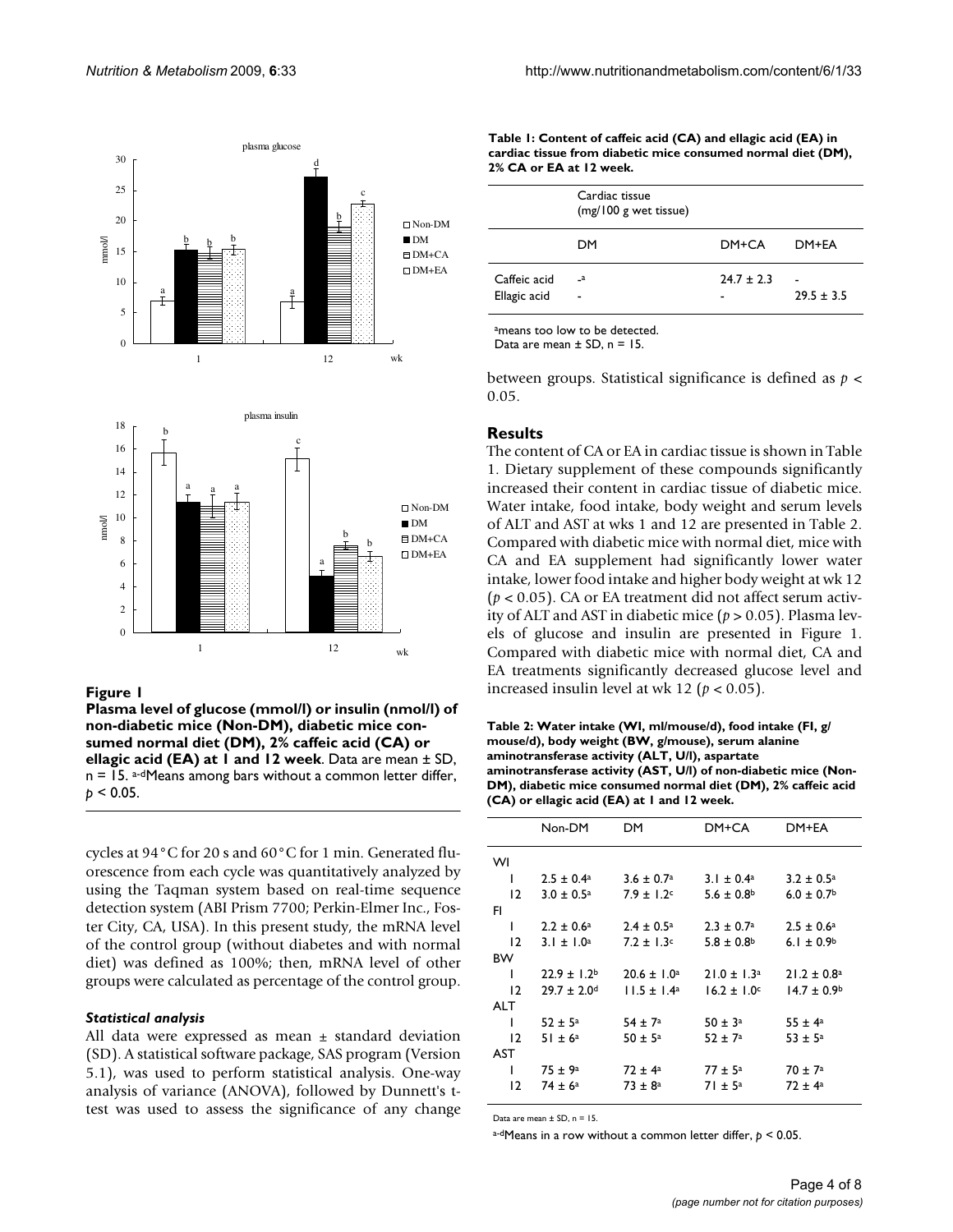plasma glucose

30
25
20
15
10
5
0

mmol/l

a b b b a d b c

1 12 wk

Non-DM
DM
DM+CA
DM+EA

plasma insulin

18
16
14
12
10
8
6
4
2
0

nmol/l

b a a a c a b b

1 12 wk

Non-DM
DM
DM+CA
DM+EA

**Figure 1**

**Plasma level of glucose (mmol/l) or insulin (nmol/l) of non-diabetic mice (Non-DM), diabetic mice consumed normal diet (DM), 2% caffeic acid (CA) or ellagic acid (EA) at 1 and 12 week**. Data are mean ± SD, n = 15. [a-d]Means among bars without a common letter differ, $p < 0.05$.

cycles at 94°C for 20 s and 60°C for 1 min. Generated fluorescence from each cycle was quantitatively analyzed by using the Taqman system based on real-time sequence detection system (ABI Prism 7700; Perkin-Elmer Inc., Foster City, CA, USA). In this present study, the mRNA level of the control group (without diabetes and with normal diet) was defined as 100%; then, mRNA level of other groups were calculated as percentage of the control group.

### *Statistical analysis*

All data were expressed as mean ± standard deviation (SD). A statistical software package, SAS program (Version 5.1), was used to perform statistical analysis. One-way analysis of variance (ANOVA), followed by Dunnett's t-test was used to assess the significance of any change between groups. Statistical significance is defined as $p < 0.05$.

**Table 1: Content of caffeic acid (CA) and ellagic acid (EA) in cardiac tissue from diabetic mice consumed normal diet (DM), 2% CA or EA at 12 week.**

| | Cardiac tissue (mg/100 g wet tissue) | | |
|---|---|---|---|
| | DM | DM+CA | DM+EA |
| Caffeic acid | -[a] | 24.7 ± 2.3 | - |
| Ellagic acid | - | - | 29.5 ± 3.5 |

[a]means too low to be detected.
Data are mean ± SD, n = 15.

## Results

The content of CA or EA in cardiac tissue is shown in Table 1. Dietary supplement of these compounds significantly increased their content in cardiac tissue of diabetic mice. Water intake, food intake, body weight and serum levels of ALT and AST at wks 1 and 12 are presented in Table 2. Compared with diabetic mice with normal diet, mice with CA and EA supplement had significantly lower water intake, lower food intake and higher body weight at wk 12 ($p < 0.05$). CA or EA treatment did not affect serum activity of ALT and AST in diabetic mice ($p > 0.05$). Plasma levels of glucose and insulin are presented in Figure 1. Compared with diabetic mice with normal diet, CA and EA treatments significantly decreased glucose level and increased insulin level at wk 12 ($p < 0.05$).

**Table 2: Water intake (WI, ml/mouse/d), food intake (FI, g/mouse/d), body weight (BW, g/mouse), serum alanine aminotransferase activity (ALT, U/l), aspartate aminotransferase activity (AST, U/l) of non-diabetic mice (Non-DM), diabetic mice consumed normal diet (DM), 2% caffeic acid (CA) or ellagic acid (EA) at 1 and 12 week.**

| | Non-DM | DM | DM+CA | DM+EA |
|---|---|---|---|---|
| WI | | | | |
| 1 | 2.5 ± 0.4[a] | 3.6 ± 0.7[a] | 3.1 ± 0.4[a] | 3.2 ± 0.5[a] |
| 12 | 3.0 ± 0.5[a] | 7.9 ± 1.2[c] | 5.6 ± 0.8[b] | 6.0 ± 0.7[b] |
| FI | | | | |
| 1 | 2.2 ± 0.6[a] | 2.4 ± 0.5[a] | 2.3 ± 0.7[a] | 2.5 ± 0.6[a] |
| 12 | 3.1 ± 1.0[a] | 7.2 ± 1.3[c] | 5.8 ± 0.8[b] | 6.1 ± 0.9[b] |
| BW | | | | |
| 1 | 22.9 ± 1.2[b] | 20.6 ± 1.0[a] | 21.0 ± 1.3[a] | 21.2 ± 0.8[a] |
| 12 | 29.7 ± 2.0[d] | 11.5 ± 1.4[a] | 16.2 ± 1.0[c] | 14.7 ± 0.9[b] |
| ALT | | | | |
| 1 | 52 ± 5[a] | 54 ± 7[a] | 50 ± 3[a] | 55 ± 4[a] |
| 12 | 51 ± 6[a] | 50 ± 5[a] | 52 ± 7[a] | 53 ± 5[a] |
| AST | | | | |
| 1 | 75 ± 9[a] | 72 ± 4[a] | 77 ± 5[a] | 70 ± 7[a] |
| 12 | 74 ± 6[a] | 73 ± 8[a] | 71 ± 5[a] | 72 ± 4[a] |

Data are mean ± SD, n = 15.

[a-d]Means in a row without a common letter differ, $p < 0.05$.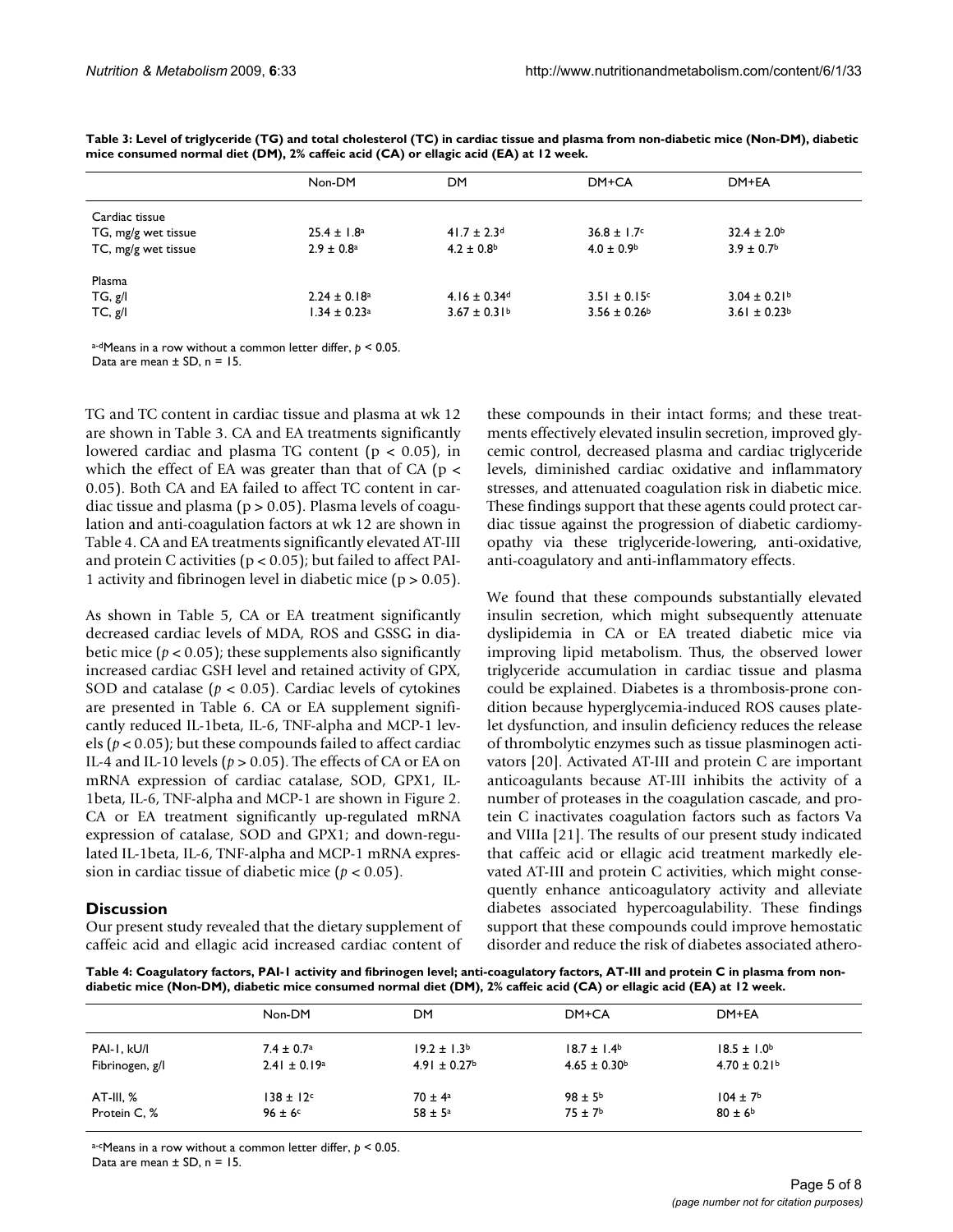**Table 3: Level of triglyceride (TG) and total cholesterol (TC) in cardiac tissue and plasma from non-diabetic mice (Non-DM), diabetic mice consumed normal diet (DM), 2% caffeic acid (CA) or ellagic acid (EA) at 12 week.**

| | Non-DM | DM | DM+CA | DM+EA |
|---|---|---|---|---|
| Cardiac tissue | | | | |
| TG, mg/g wet tissue | 25.4 ± 1.8[a] | 41.7 ± 2.3[d] | 36.8 ± 1.7[c] | 32.4 ± 2.0[b] |
| TC, mg/g wet tissue | 2.9 ± 0.8[a] | 4.2 ± 0.8[b] | 4.0 ± 0.9[b] | 3.9 ± 0.7[b] |
| Plasma | | | | |
| TG, g/l | 2.24 ± 0.18[a] | 4.16 ± 0.34[d] | 3.51 ± 0.15[c] | 3.04 ± 0.21[b] |
| TC, g/l | 1.34 ± 0.23[a] | 3.67 ± 0.31[b] | 3.56 ± 0.26[b] | 3.61 ± 0.23[b] |

[a-d]Means in a row without a common letter differ, $p < 0.05$.
Data are mean ± SD, n = 15.

TG and TC content in cardiac tissue and plasma at wk 12 are shown in Table 3. CA and EA treatments significantly lowered cardiac and plasma TG content ($p < 0.05$), in which the effect of EA was greater than that of CA ($p < 0.05$). Both CA and EA failed to affect TC content in cardiac tissue and plasma ($p > 0.05$). Plasma levels of coagulation and anti-coagulation factors at wk 12 are shown in Table 4. CA and EA treatments significantly elevated AT-III and protein C activities ($p < 0.05$); but failed to affect PAI-1 activity and fibrinogen level in diabetic mice ($p > 0.05$).

As shown in Table 5, CA or EA treatment significantly decreased cardiac levels of MDA, ROS and GSSG in diabetic mice ($p < 0.05$); these supplements also significantly increased cardiac GSH level and retained activity of GPX, SOD and catalase ($p < 0.05$). Cardiac levels of cytokines are presented in Table 6. CA or EA supplement significantly reduced IL-1beta, IL-6, TNF-alpha and MCP-1 levels ($p < 0.05$); but these compounds failed to affect cardiac IL-4 and IL-10 levels ($p > 0.05$). The effects of CA or EA on mRNA expression of cardiac catalase, SOD, GPX1, IL-1beta, IL-6, TNF-alpha and MCP-1 are shown in Figure 2. CA or EA treatment significantly up-regulated mRNA expression of catalase, SOD and GPX1; and down-regulated IL-1beta, IL-6, TNF-alpha and MCP-1 mRNA expression in cardiac tissue of diabetic mice ($p < 0.05$).

## Discussion

Our present study revealed that the dietary supplement of caffeic acid and ellagic acid increased cardiac content of these compounds in their intact forms; and these treatments effectively elevated insulin secretion, improved glycemic control, decreased plasma and cardiac triglyceride levels, diminished cardiac oxidative and inflammatory stresses, and attenuated coagulation risk in diabetic mice. These findings support that these agents could protect cardiac tissue against the progression of diabetic cardiomyopathy via these triglyceride-lowering, anti-oxidative, anti-coagulatory and anti-inflammatory effects.

We found that these compounds substantially elevated insulin secretion, which might subsequently attenuate dyslipidemia in CA or EA treated diabetic mice via improving lipid metabolism. Thus, the observed lower triglyceride accumulation in cardiac tissue and plasma could be explained. Diabetes is a thrombosis-prone condition because hyperglycemia-induced ROS causes platelet dysfunction, and insulin deficiency reduces the release of thrombolytic enzymes such as tissue plasminogen activators [20]. Activated AT-III and protein C are important anticoagulants because AT-III inhibits the activity of a number of proteases in the coagulation cascade, and protein C inactivates coagulation factors such as factors Va and VIIIa [21]. The results of our present study indicated that caffeic acid or ellagic acid treatment markedly elevated AT-III and protein C activities, which might consequently enhance anticoagulatory activity and alleviate diabetes associated hypercoagulability. These findings support that these compounds could improve hemostatic disorder and reduce the risk of diabetes associated athero-

**Table 4: Coagulatory factors, PAI-1 activity and fibrinogen level; anti-coagulatory factors, AT-III and protein C in plasma from non-diabetic mice (Non-DM), diabetic mice consumed normal diet (DM), 2% caffeic acid (CA) or ellagic acid (EA) at 12 week.**

| | Non-DM | DM | DM+CA | DM+EA |
|---|---|---|---|---|
| PAI-1, kU/l | 7.4 ± 0.7[a] | 19.2 ± 1.3[b] | 18.7 ± 1.4[b] | 18.5 ± 1.0[b] |
| Fibrinogen, g/l | 2.41 ± 0.19[a] | 4.91 ± 0.27[b] | 4.65 ± 0.30[b] | 4.70 ± 0.21[b] |
| AT-III, % | 138 ± 12[c] | 70 ± 4[a] | 98 ± 5[b] | 104 ± 7[b] |
| Protein C, % | 96 ± 6[c] | 58 ± 5[a] | 75 ± 7[b] | 80 ± 6[b] |

[a-c]Means in a row without a common letter differ, $p < 0.05$.
Data are mean ± SD, n = 15.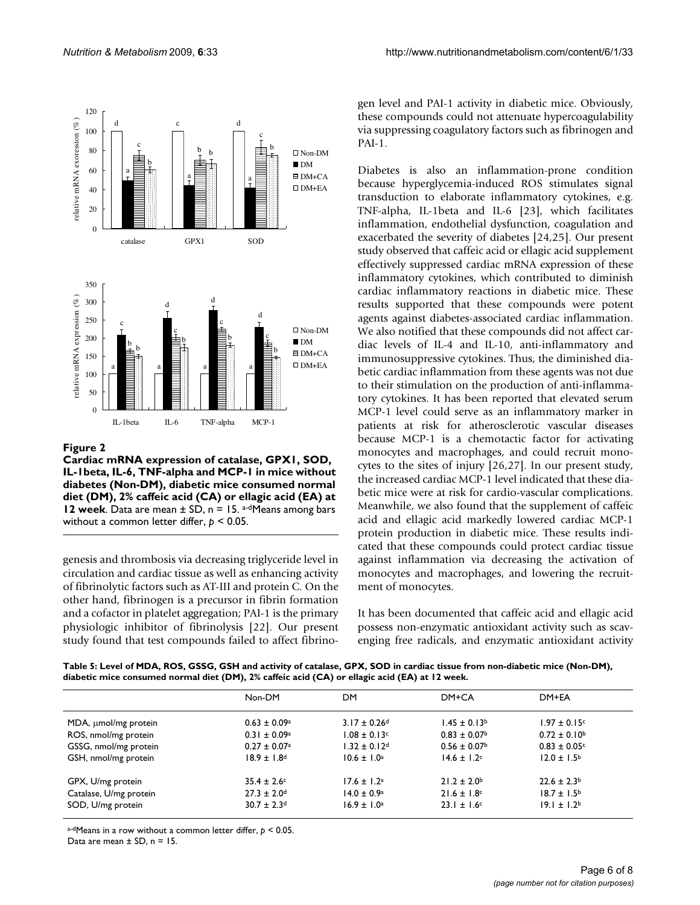120
100
80
60
40
20
0

relative mRNA exoression (%)

d a c b
c a b b
d a c b

catalase
GPX1
SOD

□ Non-DM
■ DM
⊟ DM+CA
⊡ DM+EA

350
300
250
200
150
100
50
0

relative mRNA expression (%)

a c b b
a d c b
a d c b
a d c b

IL-1beta
IL-6
TNF-alpha
MCP-1

□ Non-DM
■ DM
⊟ DM+CA
⊡ DM+EA

**Figure 2**

**Cardiac mRNA expression of catalase, GPX1, SOD, IL-1beta, IL-6, TNF-alpha and MCP-1 in mice without diabetes (Non-DM), diabetic mice consumed normal diet (DM), 2% caffeic acid (CA) or ellagic acid (EA) at 12 week**. Data are mean ± SD, n = 15. [a-d]Means among bars without a common letter differ, $p < 0.05$.

genesis and thrombosis via decreasing triglyceride level in circulation and cardiac tissue as well as enhancing activity of fibrinolytic factors such as AT-III and protein C. On the other hand, fibrinogen is a precursor in fibrin formation and a cofactor in platelet aggregation; PAI-1 is the primary physiologic inhibitor of fibrinolysis [22]. Our present study found that test compounds failed to affect fibrinogen level and PAI-1 activity in diabetic mice. Obviously, these compounds could not attenuate hypercoagulability via suppressing coagulatory factors such as fibrinogen and PAI-1.

Diabetes is also an inflammation-prone condition because hyperglycemia-induced ROS stimulates signal transduction to elaborate inflammatory cytokines, e.g. TNF-alpha, IL-1beta and IL-6 [23], which facilitates inflammation, endothelial dysfunction, coagulation and exacerbated the severity of diabetes [24,25]. Our present study observed that caffeic acid or ellagic acid supplement effectively suppressed cardiac mRNA expression of these inflammatory cytokines, which contributed to diminish cardiac inflammatory reactions in diabetic mice. These results supported that these compounds were potent agents against diabetes-associated cardiac inflammation. We also notified that these compounds did not affect cardiac levels of IL-4 and IL-10, anti-inflammatory and immunosuppressive cytokines. Thus, the diminished diabetic cardiac inflammation from these agents was not due to their stimulation on the production of anti-inflammatory cytokines. It has been reported that elevated serum MCP-1 level could serve as an inflammatory marker in patients at risk for atherosclerotic vascular diseases because MCP-1 is a chemotactic factor for activating monocytes and macrophages, and could recruit monocytes to the sites of injury [26,27]. In our present study, the increased cardiac MCP-1 level indicated that these diabetic mice were at risk for cardio-vascular complications. Meanwhile, we also found that the supplement of caffeic acid and ellagic acid markedly lowered cardiac MCP-1 protein production in diabetic mice. These results indicated that these compounds could protect cardiac tissue against inflammation via decreasing the activation of monocytes and macrophages, and lowering the recruitment of monocytes.

It has been documented that caffeic acid and ellagic acid possess non-enzymatic antioxidant activity such as scavenging free radicals, and enzymatic antioxidant activity

**Table 5: Level of MDA, ROS, GSSG, GSH and activity of catalase, GPX, SOD in cardiac tissue from non-diabetic mice (Non-DM), diabetic mice consumed normal diet (DM), 2% caffeic acid (CA) or ellagic acid (EA) at 12 week.**

| | Non-DM | DM | DM+CA | DM+EA |
|---|---|---|---|---|
| MDA, μmol/mg protein | $0.63 \pm 0.09^a$ | $3.17 \pm 0.26^d$ | $1.45 \pm 0.13^b$ | $1.97 \pm 0.15^c$ |
| ROS, nmol/mg protein | $0.31 \pm 0.09^a$ | $1.08 \pm 0.13^c$ | $0.83 \pm 0.07^b$ | $0.72 \pm 0.10^b$ |
| GSSG, nmol/mg protein | $0.27 \pm 0.07^a$ | $1.32 \pm 0.12^d$ | $0.56 \pm 0.07^b$ | $0.83 \pm 0.05^c$ |
| GSH, nmol/mg protein | $18.9 \pm 1.8^d$ | $10.6 \pm 1.0^a$ | $14.6 \pm 1.2^c$ | $12.0 \pm 1.5^b$ |
| GPX, U/mg protein | $35.4 \pm 2.6^c$ | $17.6 \pm 1.2^a$ | $21.2 \pm 2.0^b$ | $22.6 \pm 2.3^b$ |
| Catalase, U/mg protein | $27.3 \pm 2.0^d$ | $14.0 \pm 0.9^a$ | $21.6 \pm 1.8^c$ | $18.7 \pm 1.5^b$ |
| SOD, U/mg protein | $30.7 \pm 2.3^d$ | $16.9 \pm 1.0^a$ | $23.1 \pm 1.6^c$ | $19.1 \pm 1.2^b$ |

[a-d]Means in a row without a common letter differ, $p < 0.05$.
Data are mean ± SD, n = 15.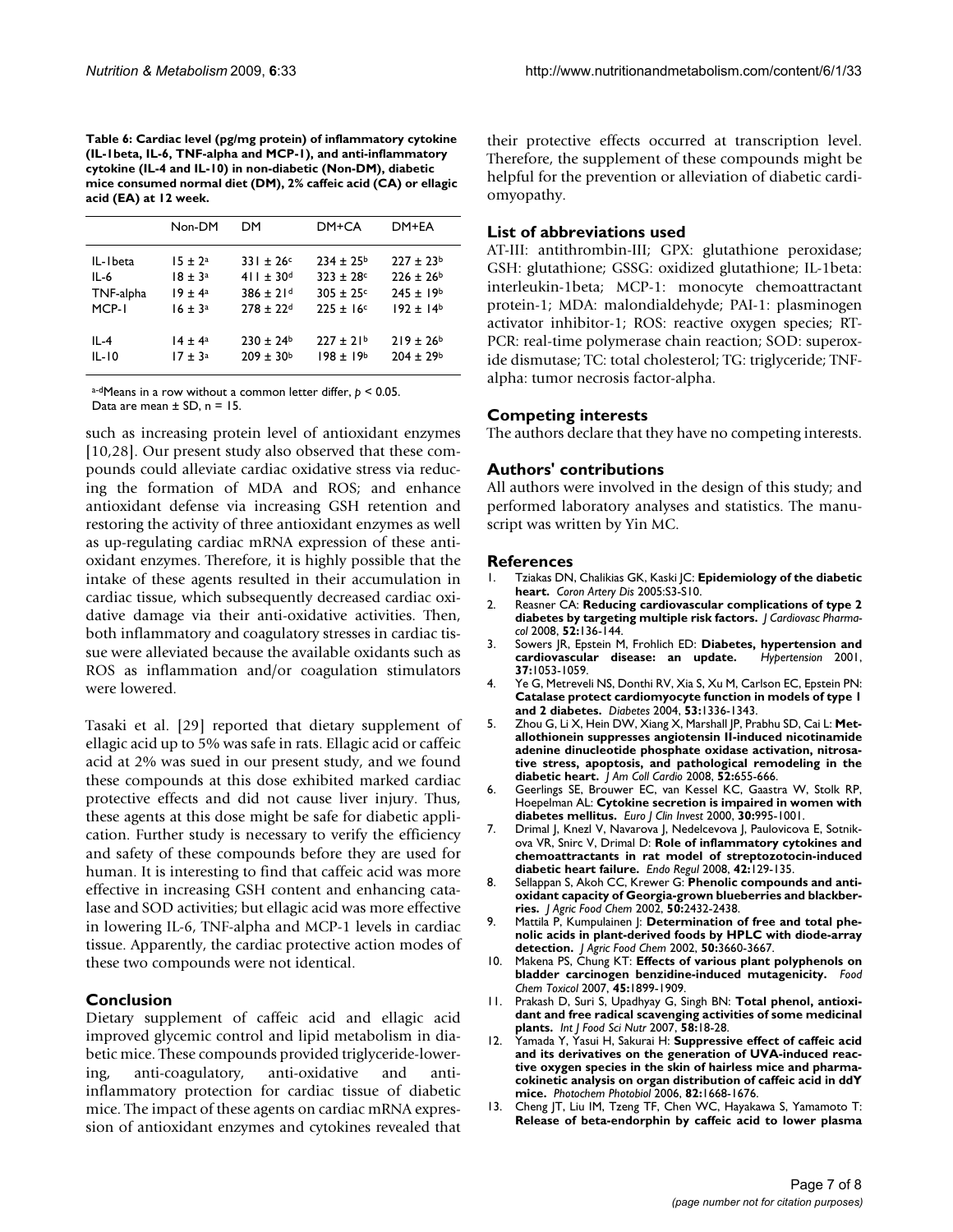**Table 6: Cardiac level (pg/mg protein) of inflammatory cytokine (IL-1beta, IL-6, TNF-alpha and MCP-1), and anti-inflammatory cytokine (IL-4 and IL-10) in non-diabetic (Non-DM), diabetic mice consumed normal diet (DM), 2% caffeic acid (CA) or ellagic acid (EA) at 12 week.**

| | Non-DM | DM | DM+CA | DM+EA |
|---|---|---|---|---|
| IL-1beta | 15 ± 2[a] | 331 ± 26[c] | 234 ± 25[b] | 227 ± 23[b] |
| IL-6 | 18 ± 3[a] | 411 ± 30[d] | 323 ± 28[c] | 226 ± 26[b] |
| TNF-alpha | 19 ± 4[a] | 386 ± 21[d] | 305 ± 25[c] | 245 ± 19[b] |
| MCP-1 | 16 ± 3[a] | 278 ± 22[d] | 225 ± 16[c] | 192 ± 14[b] |
| IL-4 | 14 ± 4[a] | 230 ± 24[b] | 227 ± 21[b] | 219 ± 26[b] |
| IL-10 | 17 ± 3[a] | 209 ± 30[b] | 198 ± 19[b] | 204 ± 29[b] |

[a-d]Means in a row without a common letter differ, $p < 0.05$.
Data are mean ± SD, n = 15.

such as increasing protein level of antioxidant enzymes [10,28]. Our present study also observed that these compounds could alleviate cardiac oxidative stress via reducing the formation of MDA and ROS; and enhance antioxidant defense via increasing GSH retention and restoring the activity of three antioxidant enzymes as well as up-regulating cardiac mRNA expression of these antioxidant enzymes. Therefore, it is highly possible that the intake of these agents resulted in their accumulation in cardiac tissue, which subsequently decreased cardiac oxidative damage via their anti-oxidative activities. Then, both inflammatory and coagulatory stresses in cardiac tissue were alleviated because the available oxidants such as ROS as inflammation and/or coagulation stimulators were lowered.

Tasaki et al. [29] reported that dietary supplement of ellagic acid up to 5% was safe in rats. Ellagic acid or caffeic acid at 2% was sued in our present study, and we found these compounds at this dose exhibited marked cardiac protective effects and did not cause liver injury. Thus, these agents at this dose might be safe for diabetic application. Further study is necessary to verify the efficiency and safety of these compounds before they are used for human. It is interesting to find that caffeic acid was more effective in increasing GSH content and enhancing catalase and SOD activities; but ellagic acid was more effective in lowering IL-6, TNF-alpha and MCP-1 levels in cardiac tissue. Apparently, the cardiac protective action modes of these two compounds were not identical.

## Conclusion

Dietary supplement of caffeic acid and ellagic acid improved glycemic control and lipid metabolism in diabetic mice. These compounds provided triglyceride-lowering, anti-coagulatory, anti-oxidative and anti-inflammatory protection for cardiac tissue of diabetic mice. The impact of these agents on cardiac mRNA expression of antioxidant enzymes and cytokines revealed that their protective effects occurred at transcription level. Therefore, the supplement of these compounds might be helpful for the prevention or alleviation of diabetic cardiomyopathy.

## List of abbreviations used

AT-III: antithrombin-III; GPX: glutathione peroxidase; GSH: glutathione; GSSG: oxidized glutathione; IL-1beta: interleukin-1beta; MCP-1: monocyte chemoattractant protein-1; MDA: malondialdehyde; PAI-1: plasminogen activator inhibitor-1; ROS: reactive oxygen species; RT-PCR: real-time polymerase chain reaction; SOD: superoxide dismutase; TC: total cholesterol; TG: triglyceride; TNF-alpha: tumor necrosis factor-alpha.

## Competing interests

The authors declare that they have no competing interests.

## Authors' contributions

All authors were involved in the design of this study; and performed laboratory analyses and statistics. The manuscript was written by Yin MC.

## References

1. Tziakas DN, Chalikias GK, Kaski JC: **Epidemiology of the diabetic heart.** *Coron Artery Dis* 2005:S3-S10.
2. Reasner CA: **Reducing cardiovascular complications of type 2 diabetes by targeting multiple risk factors.** *J Cardiovasc Pharmacol* 2008, **52:**136-144.
3. Sowers JR, Epstein M, Frohlich ED: **Diabetes, hypertension and cardiovascular disease: an update.** *Hypertension* 2001, **37:**1053-1059.
4. Ye G, Metreveli NS, Donthi RV, Xia S, Xu M, Carlson EC, Epstein PN: **Catalase protect cardiomyocyte function in models of type 1 and 2 diabetes.** *Diabetes* 2004, **53:**1336-1343.
5. Zhou G, Li X, Hein DW, Xiang X, Marshall JP, Prabhu SD, Cai L: **Metallothionein suppresses angiotensin II-induced nicotinamide adenine dinucleotide phosphate oxidase activation, nitrosative stress, apoptosis, and pathological remodeling in the diabetic heart.** *J Am Coll Cardio* 2008, **52:**655-666.
6. Geerlings SE, Brouwer EC, van Kessel KC, Gaastra W, Stolk RP, Hoepelman AL: **Cytokine secretion is impaired in women with diabetes mellitus.** *Euro J Clin Invest* 2000, **30:**995-1001.
7. Drimal J, Knezl V, Navarova J, Nedelcevova J, Paulovicova E, Sotnikova VR, Snirc V, Drimal D: **Role of inflammatory cytokines and chemoattractants in rat model of streptozotocin-induced diabetic heart failure.** *Endo Regul* 2008, **42:**129-135.
8. Sellappan S, Akoh CC, Krewer G: **Phenolic compounds and antioxidant capacity of Georgia-grown blueberries and blackberries.** *J Agric Food Chem* 2002, **50:**2432-2438.
9. Mattila P, Kumpulainen J: **Determination of free and total phenolic acids in plant-derived foods by HPLC with diode-array detection.** *J Agric Food Chem* 2002, **50:**3660-3667.
10. Makena PS, Chung KT: **Effects of various plant polyphenols on bladder carcinogen benzidine-induced mutagenicity.** *Food Chem Toxicol* 2007, **45:**1899-1909.
11. Prakash D, Suri S, Upadhyay G, Singh BN: **Total phenol, antioxidant and free radical scavenging activities of some medicinal plants.** *Int J Food Sci Nutr* 2007, **58:**18-28.
12. Yamada Y, Yasui H, Sakurai H: **Suppressive effect of caffeic acid and its derivatives on the generation of UVA-induced reactive oxygen species in the skin of hairless mice and pharmacokinetic analysis on organ distribution of caffeic acid in ddY mice.** *Photochem Photobiol* 2006, **82:**1668-1676.
13. Cheng JT, Liu IM, Tzeng TF, Chen WC, Hayakawa S, Yamamoto T: **Release of beta-endorphin by caffeic acid to lower plasma**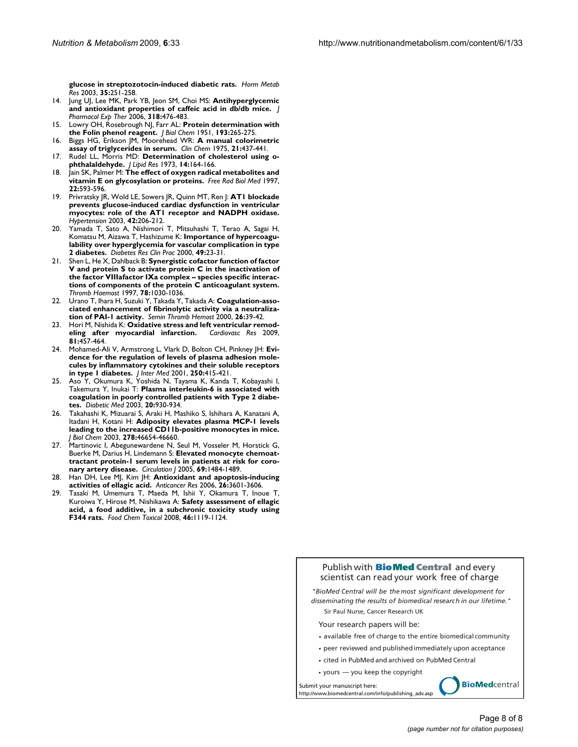glucose in streptozotocin-induced diabetic rats. *Horm Metab Res* 2003, **35:**251-258.

14. Jung UJ, Lee MK, Park YB, Jeon SM, Choi MS: **Antihyperglycemic and antioxidant properties of caffeic acid in db/db mice.** *J Pharmacol Exp Ther* 2006, **318:**476-483.
15. Lowry OH, Rosebrough NJ, Farr AL: **Protein determination with the Folin phenol reagent.** *J Biol Chem* 1951, **193:**265-275.
16. Biggs HG, Erikson JM, Moorehead WR: **A manual colorimetric assay of triglycerides in serum.** *Clin Chem* 1975, **21:**437-441.
17. Rudel LL, Morris MD: **Determination of cholesterol using o-phthalaldehyde.** *J Lipid Res* 1973, **14:**164-166.
18. Jain SK, Palmer M: **The effect of oxygen radical metabolites and vitamin E on glycosylation or proteins.** *Free Rad Biol Med* 1997, **22:**593-596.
19. Privratsky JR, Wold LE, Sowers JR, Quinn MT, Ren J: **AT1 blockade prevents glucose-induced cardiac dysfunction in ventricular myocytes: role of the AT1 receptor and NADPH oxidase.** *Hypertension* 2003, **42:**206-212.
20. Yamada T, Sato A, Nishimori T, Mitsuhashi T, Terao A, Sagai H, Komatsu M, Aizawa T, Hashizume K: **Importance of hypercoagulability over hyperglycemia for vascular complication in type 2 diabetes.** *Diabetes Res Clin Prac* 2000, **49:**23-31.
21. Shen L, He X, Dahlback B: **Synergistic cofactor function of factor V and protein S to activate protein C in the inactivation of the factor VIIIafactor IXa complex – species specific interactions of components of the protein C anticoagulant system.** *Thromb Haemost* 1997, **78:**1030-1036.
22. Urano T, Ihara H, Suzuki Y, Takada Y, Takada A: **Coagulation-associated enhancement of fibrinolytic activity via a neutralization of PAI-1 activity.** *Semin Thromb Hemost* 2000, **26:**39-42.
23. Hori M, Nishida K: **Oxidative stress and left ventricular remodeling after myocardial infarction.** *Cardiovasc Res* 2009, **81:**457-464.
24. Mohamed-Ali V, Armstrong L, Vlark D, Bolton CH, Pinkney JH: **Evidence for the regulation of levels of plasma adhesion molecules by inflammatory cytokines and their soluble receptors in type 1 diabetes.** *J Inter Med* 2001, **250:**415-421.
25. Aso Y, Okumura K, Yoshida N, Tayama K, Kanda T, Kobayashi I, Takemura Y, Inukai T: **Plasma interleukin-6 is associated with coagulation in poorly controlled patients with Type 2 diabetes.** *Diabetic Med* 2003, **20:**930-934.
26. Takahashi K, Mizuarai S, Araki H, Mashiko S, Ishihara A, Kanatani A, Itadani H, Kotani H: **Adiposity elevates plasma MCP-1 levels leading to the increased CD11b-positive monocytes in mice.** *J Biol Chem* 2003, **278:**46654-46660.
27. Martinovic I, Abegunewardene N, Seul M, Vosseler M, Horstick G, Buerke M, Darius H, Lindemann S: **Elevated monocyte chemoattractant protein-1 serum levels in patients at risk for coronary artery disease.** *Circulation J* 2005, **69:**1484-1489.
28. Han DH, Lee MJ, Kim JH: **Antioxidant and apoptosis-inducing activities of ellagic acid.** *Anticancer Res* 2006, **26:**3601-3606.
29. Tasaki M, Umemura T, Maeda M, Ishii Y, Okamura T, Inoue T, Kuroiwa Y, Hirose M, Nishikawa A: **Safety assessment of ellagic acid, a food additive, in a subchronic toxicity study using F344 rats.** *Food Chem Toxicol* 2008, **46:**1119-1124.

Publish with **BioMed Central** and every scientist can read your work free of charge

*"BioMed Central will be the most significant development for disseminating the results of biomedical research in our lifetime."*

Sir Paul Nurse, Cancer Research UK

Your research papers will be:

- available free of charge to the entire biomedical community
- peer reviewed and published immediately upon acceptance
- cited in PubMed and archived on PubMed Central
- yours — you keep the copyright

Submit your manuscript here:
http://www.biomedcentral.com/info/publishing_adv.asp

**BioMed**central